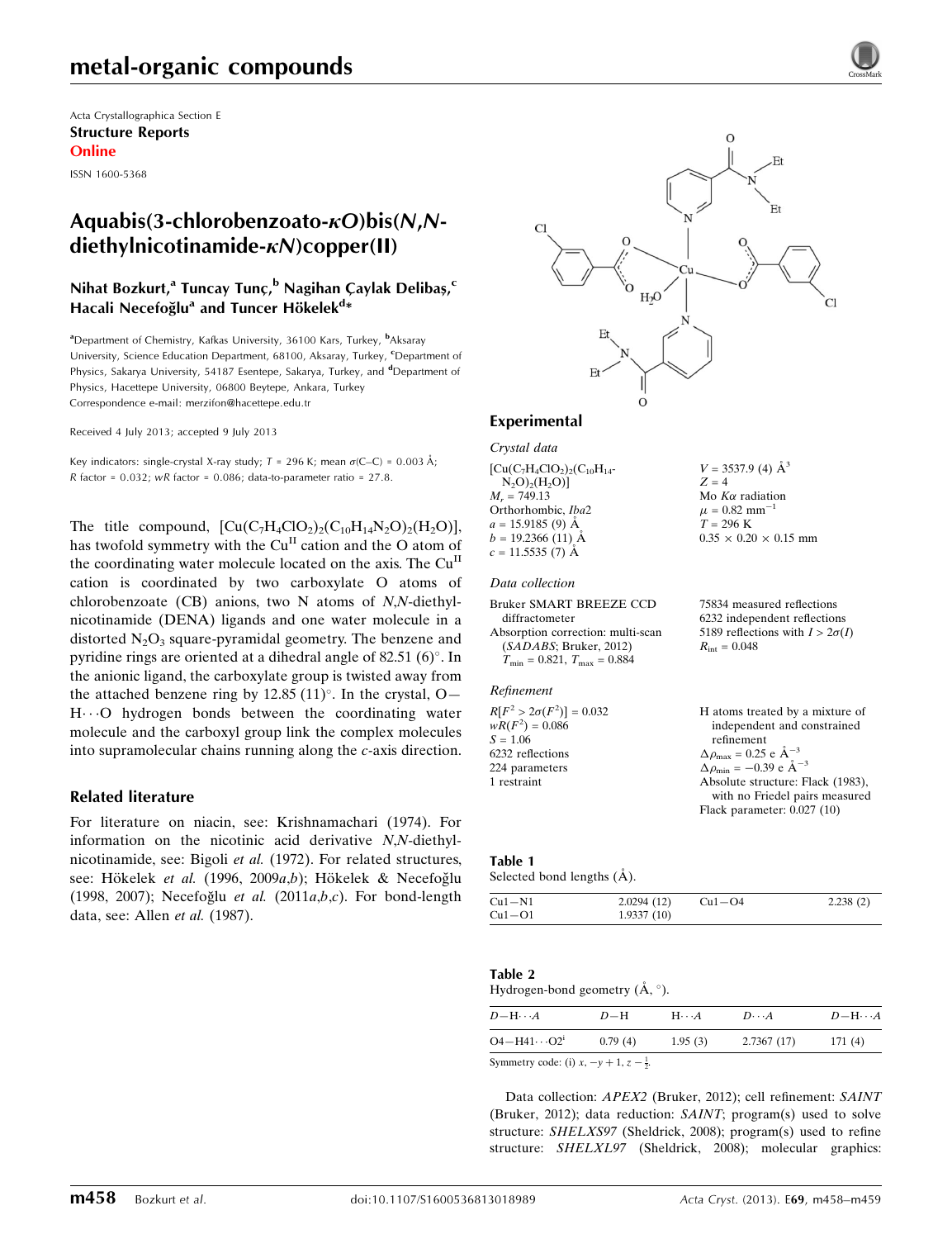# metal-organic compounds

Acta Crystallographica Section E
**Structure Reports**
**Online**

ISSN 1600-5368

## Aquabis(3-chlorobenzoato-κ*O*)bis(*N*,*N*-diethylnicotinamide-κ*N*)copper(II)

**Nihat Bozkurt,[a] Tuncay Tunç,[b] Nagihan Çaylak Delibaş,[c] Hacali Necefoğlu[a] and Tuncer Hökelek[d]***

[a]Department of Chemistry, Kafkas University, 36100 Kars, Turkey, [b]Aksaray University, Science Education Department, 68100, Aksaray, Turkey, [c]Department of Physics, Sakarya University, 54187 Esentepe, Sakarya, Turkey, and [d]Department of Physics, Hacettepe University, 06800 Beytepe, Ankara, Turkey
Correspondence e-mail: merzifon@hacettepe.edu.tr

Received 4 July 2013; accepted 9 July 2013

Key indicators: single-crystal X-ray study; $T = 296$ K; mean σ(C–C) = 0.003 Å; $R$ factor = 0.032; $wR$ factor = 0.086; data-to-parameter ratio = 27.8.

The title compound, $[Cu(C_7H_4ClO_2)_2(C_{10}H_{14}N_2O)_2(H_2O)]$, has twofold symmetry with the $Cu^{II}$ cation and the O atom of the coordinating water molecule located on the axis. The $Cu^{II}$ cation is coordinated by two carboxylate O atoms of chlorobenzoate (CB) anions, two N atoms of *N*,*N*-diethylnicotinamide (DENA) ligands and one water molecule in a distorted $N_2O_3$ square-pyramidal geometry. The benzene and pyridine rings are oriented at a dihedral angle of 82.51 (6)°. In the anionic ligand, the carboxylate group is twisted away from the attached benzene ring by 12.85 (11)°. In the crystal, O—H⋯O hydrogen bonds between the coordinating water molecule and the carboxyl group link the complex molecules into supramolecular chains running along the *c*-axis direction.

### Related literature

For literature on niacin, see: Krishnamachari (1974). For information on the nicotinic acid derivative *N*,*N*-diethylnicotinamide, see: Bigoli *et al.* (1972). For related structures, see: Hökelek *et al.* (1996, 2009*a*,*b*); Hökelek & Necefoğlu (1998, 2007); Necefoğlu *et al.* (2011*a*,*b*,*c*). For bond-length data, see: Allen *et al.* (1987).

### Experimental

#### Crystal data

$[Cu(C_7H_4ClO_2)_2(C_{10}H_{14}N_2O)_2(H_2O)]$
$M_r = 749.13$
Orthorhombic, $Iba2$
$a = 15.9185$ (9) Å
$b = 19.2366$ (11) Å
$c = 11.5535$ (7) Å
$V = 3537.9$ (4) Å$^3$
$Z = 4$
Mo $K\alpha$ radiation
$\mu = 0.82$ mm$^{-1}$
$T = 296$ K
0.35 × 0.20 × 0.15 mm

#### Data collection

Bruker SMART BREEZE CCD diffractometer
Absorption correction: multi-scan (*SADABS*; Bruker, 2012)
$T_{min} = 0.821$, $T_{max} = 0.884$
75834 measured reflections
6232 independent reflections
5189 reflections with $I > 2\sigma(I)$
$R_{int} = 0.048$

#### Refinement

$R[F^2 > 2\sigma(F^2)] = 0.032$
$wR(F^2) = 0.086$
$S = 1.06$
6232 reflections
224 parameters
1 restraint
H atoms treated by a mixture of independent and constrained refinement
$\Delta\rho_{max} = 0.25$ e Å$^{-3}$
$\Delta\rho_{min} = -0.39$ e Å$^{-3}$
Absolute structure: Flack (1983), with no Friedel pairs measured
Flack parameter: 0.027 (10)

**Table 1**
Selected bond lengths (Å).

| | | | |
|---|---|---|---|
| Cu1—N1 | 2.0294 (12) | Cu1—O4 | 2.238 (2) |
| Cu1—O1 | 1.9337 (10) | | |

**Table 2**
Hydrogen-bond geometry (Å, °).

| $D$—H⋯$A$ | $D$—H | H⋯$A$ | $D$⋯$A$ | $D$—H⋯$A$ |
|---|---|---|---|---|
| O4—H41⋯O2$^{i}$ | 0.79 (4) | 1.95 (3) | 2.7367 (17) | 171 (4) |

Symmetry code: (i) $x, -y+1, z-\frac{1}{2}$.

Data collection: *APEX2* (Bruker, 2012); cell refinement: *SAINT* (Bruker, 2012); data reduction: *SAINT*; program(s) used to solve structure: *SHELXS97* (Sheldrick, 2008); program(s) used to refine structure: *SHELXL97* (Sheldrick, 2008); molecular graphics: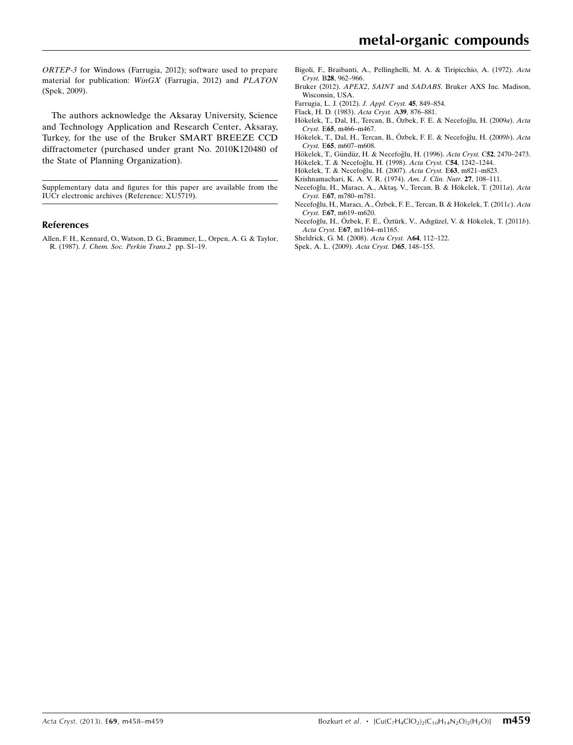*ORTEP-3* for Windows (Farrugia, 2012); software used to prepare material for publication: *WinGX* (Farrugia, 2012) and *PLATON* (Spek, 2009).

The authors acknowledge the Aksaray University, Science and Technology Application and Research Center, Aksaray, Turkey, for the use of the Bruker SMART BREEZE CCD diffractometer (purchased under grant No. 2010K120480 of the State of Planning Organization).

Supplementary data and figures for this paper are available from the IUCr electronic archives (Reference: XU5719).

## References

Allen, F. H., Kennard, O., Watson, D. G., Brammer, L., Orpen, A. G. & Taylor, R. (1987). *J. Chem. Soc. Perkin Trans.2* pp. S1–19.

Bigoli, F., Braibanti, A., Pellinghelli, M. A. & Tiripicchio, A. (1972). *Acta Cryst.* B**28**, 962–966.

Bruker (2012). *APEX2*, *SAINT* and *SADABS*. Bruker AXS Inc. Madison, Wisconsin, USA.

Farrugia, L. J. (2012). *J. Appl. Cryst.* **45**, 849–854.

Flack, H. D. (1983). *Acta Cryst.* A**39**, 876–881.

Hökelek, T., Dal, H., Tercan, B., Özbek, F. E. & Necefoğlu, H. (2009*a*). *Acta Cryst.* E**65**, m466–m467.

Hökelek, T., Dal, H., Tercan, B., Özbek, F. E. & Necefoğlu, H. (2009*b*). *Acta Cryst.* E**65**, m607–m608.

Hökelek, T., Gündüz, H. & Necefoğlu, H. (1996). *Acta Cryst.* C**52**, 2470–2473.

Hökelek, T. & Necefoğlu, H. (1998). *Acta Cryst.* C**54**, 1242–1244.

Hökelek, T. & Necefoğlu, H. (2007). *Acta Cryst.* E**63**, m821–m823.

Krishnamachari, K. A. V. R. (1974). *Am. J. Clin. Nutr.* **27**, 108–111.

Necefoğlu, H., Maracı, A., Aktaş, V., Tercan, B. & Hökelek, T. (2011*a*). *Acta Cryst.* E**67**, m780–m781.

Necefoğlu, H., Maracı, A., Özbek, F. E., Tercan, B. & Hökelek, T. (2011*c*). *Acta Cryst.* E**67**, m619–m620.

Necefoğlu, H., Özbek, F. E., Öztürk, V., Adıgüzel, V. & Hökelek, T. (2011*b*). *Acta Cryst.* E**67**, m1164–m1165.

Sheldrick, G. M. (2008). *Acta Cryst.* A**64**, 112–122.

Spek, A. L. (2009). *Acta Cryst.* D**65**, 148–155.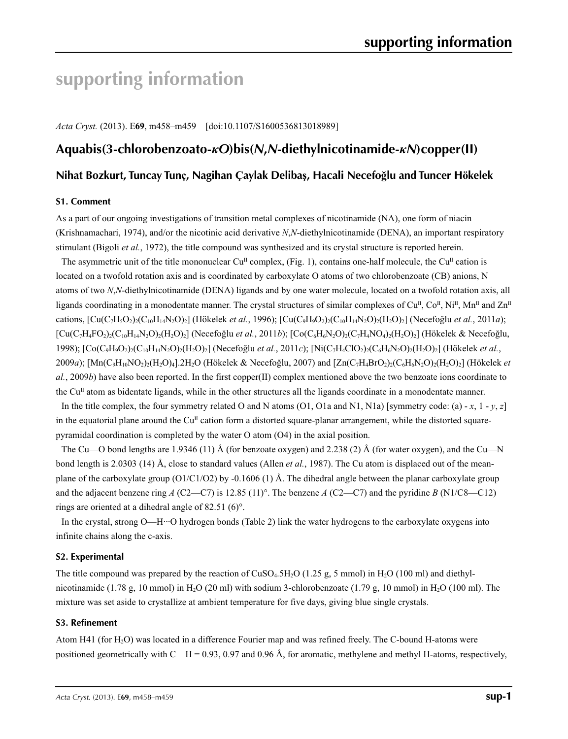# supporting information

*Acta Cryst.* (2013). E**69**, m458–m459 [doi:10.1107/S1600536813018989]

## Aquabis(3-chlorobenzoato-*κO*)bis(*N*,*N*-diethylnicotinamide-*κN*)copper(II)

### Nihat Bozkurt, Tuncay Tunç, Nagihan Çaylak Delibaş, Hacali Necefoğlu and Tuncer Hökelek

#### S1. Comment

As a part of our ongoing investigations of transition metal complexes of nicotinamide (NA), one form of niacin (Krishnamachari, 1974), and/or the nicotinic acid derivative *N*,*N*-diethylnicotinamide (DENA), an important respiratory stimulant (Bigoli *et al.*, 1972), the title compound was synthesized and its crystal structure is reported herein.

The asymmetric unit of the title mononuclear Cu$^{II}$ complex, (Fig. 1), contains one-half molecule, the Cu$^{II}$ cation is located on a twofold rotation axis and is coordinated by carboxylate O atoms of two chlorobenzoate (CB) anions, N atoms of two *N*,*N*-diethylnicotinamide (DENA) ligands and by one water molecule, located on a twofold rotation axis, all ligands coordinating in a monodentate manner. The crystal structures of similar complexes of Cu$^{II}$, Co$^{II}$, Ni$^{II}$, Mn$^{II}$ and Zn$^{II}$ cations, [Cu($C_7H_5O_2$)$_2$($C_{10}H_{14}N_2O$)$_2$] (Hökelek *et al.*, 1996); [Cu($C_9H_9O_2$)$_2$($C_{10}H_{14}N_2O$)$_2$($H_2O$)$_2$] (Necefoğlu *et al.*, 2011*a*); [Cu($C_7H_4FO_2$)$_2$($C_{10}H_{14}N_2O$)$_2$($H_2O$)$_2$] (Necefoğlu *et al.*, 2011*b*); [Co($C_6H_6N_2O$)$_2$($C_7H_4NO_4$)$_2$($H_2O$)$_2$] (Hökelek & Necefoğlu, 1998); [Co($C_9H_9O_2$)$_2$($C_{10}H_{14}N_2O$)$_2$($H_2O$)$_2$] (Necefoğlu *et al.*, 2011*c*); [Ni($C_7H_4ClO_2$)$_2$($C_6H_6N_2O$)$_2$($H_2O$)$_2$] (Hökelek *et al.*, 2009*a*); [Mn($C_9H_{10}NO_2$)$_2$($H_2O$)$_4$].2$H_2O$ (Hökelek & Necefoğlu, 2007) and [Zn($C_7H_4BrO_2$)$_2$($C_6H_6N_2O$)$_2$($H_2O$)$_2$] (Hökelek *et al.*, 2009*b*) have also been reported. In the first copper(II) complex mentioned above the two benzoate ions coordinate to the Cu$^{II}$ atom as bidentate ligands, while in the other structures all the ligands coordinate in a monodentate manner.

In the title complex, the four symmetry related O and N atoms (O1, O1a and N1, N1a) [symmetry code: (a) - *x*, 1 - *y*, *z*] in the equatorial plane around the Cu$^{II}$ cation form a distorted square-planar arrangement, while the distorted square-pyramidal coordination is completed by the water O atom (O4) in the axial position.

The Cu—O bond lengths are 1.9346 (11) Å (for benzoate oxygen) and 2.238 (2) Å (for water oxygen), and the Cu—N bond length is 2.0303 (14) Å, close to standard values (Allen *et al.*, 1987). The Cu atom is displaced out of the mean-plane of the carboxylate group (O1/C1/O2) by -0.1606 (1) Å. The dihedral angle between the planar carboxylate group and the adjacent benzene ring *A* (C2—C7) is 12.85 (11)°. The benzene *A* (C2—C7) and the pyridine *B* (N1/C8—C12) rings are oriented at a dihedral angle of 82.51 (6)°.

In the crystal, strong O—H···O hydrogen bonds (Table 2) link the water hydrogens to the carboxylate oxygens into infinite chains along the c-axis.

#### S2. Experimental

The title compound was prepared by the reaction of $CuSO_4$.5$H_2O$ (1.25 g, 5 mmol) in $H_2O$ (100 ml) and diethyl-nicotinamide (1.78 g, 10 mmol) in $H_2O$ (20 ml) with sodium 3-chlorobenzoate (1.79 g, 10 mmol) in $H_2O$ (100 ml). The mixture was set aside to crystallize at ambient temperature for five days, giving blue single crystals.

#### S3. Refinement

Atom H41 (for $H_2O$) was located in a difference Fourier map and was refined freely. The C-bound H-atoms were positioned geometrically with C—H = 0.93, 0.97 and 0.96 Å, for aromatic, methylene and methyl H-atoms, respectively,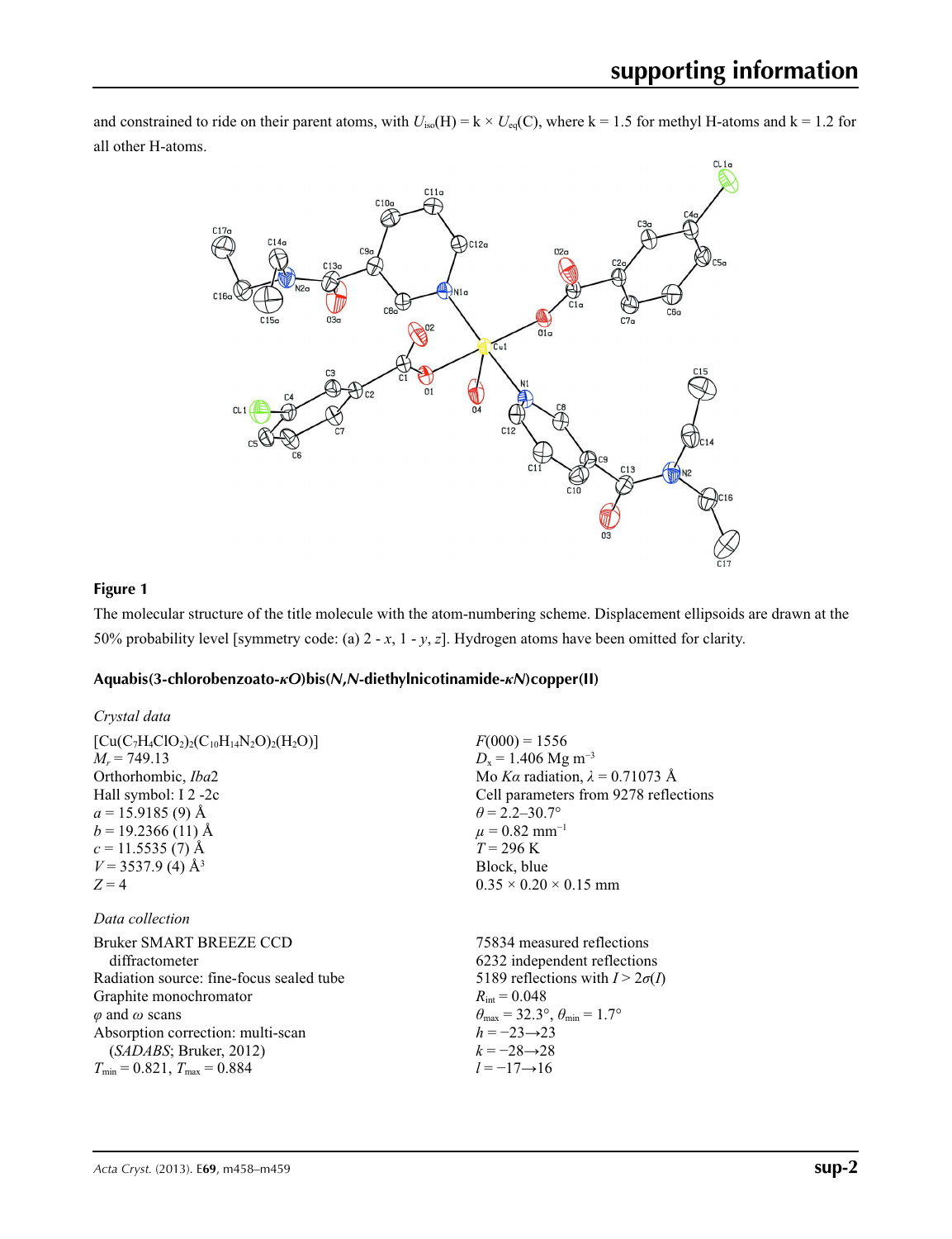and constrained to ride on their parent atoms, with $U_{iso}(H) = k \times U_{eq}(C)$, where k = 1.5 for methyl H-atoms and k = 1.2 for all other H-atoms.

**Figure 1**

The molecular structure of the title molecule with the atom-numbering scheme. Displacement ellipsoids are drawn at the 50% probability level [symmetry code: (a) 2 - *x*, 1 - *y*, *z*]. Hydrogen atoms have been omitted for clarity.

### Aquabis(3-chlorobenzoato-*κO*)bis(*N*,*N*-diethylnicotinamide-*κN*)copper(II)

*Crystal data*

| | |
|---|---|
| $[Cu(C_7H_4ClO_2)_2(C_{10}H_{14}N_2O)_2(H_2O)]$ | $F(000) = 1556$ |
| $M_r = 749.13$ | $D_x = 1.406$ Mg m$^{-3}$ |
| Orthorhombic, *Iba*2 | Mo *Kα* radiation, $\lambda = 0.71073$ Å |
| Hall symbol: I 2 -2c | Cell parameters from 9278 reflections |
| $a = 15.9185 (9)$ Å | $\theta = 2.2$–$30.7°$ |
| $b = 19.2366 (11)$ Å | $\mu = 0.82$ mm$^{-1}$ |
| $c = 11.5535 (7)$ Å | $T = 296$ K |
| $V = 3537.9 (4)$ Å$^3$ | Block, blue |
| $Z = 4$ | 0.35 × 0.20 × 0.15 mm |

*Data collection*

| | |
|---|---|
| Bruker SMART BREEZE CCD diffractometer | 75834 measured reflections |
| Radiation source: fine-focus sealed tube | 6232 independent reflections |
| Graphite monochromator | 5189 reflections with $I > 2\sigma(I)$ |
| $\varphi$ and $\omega$ scans | $R_{int} = 0.048$ |
| Absorption correction: multi-scan (*SADABS*; Bruker, 2012) | $\theta_{max} = 32.3°$, $\theta_{min} = 1.7°$ |
| | $h = -23 \rightarrow 23$ |
| | $k = -28 \rightarrow 28$ |
| $T_{min} = 0.821$, $T_{max} = 0.884$ | $l = -17 \rightarrow 16$ |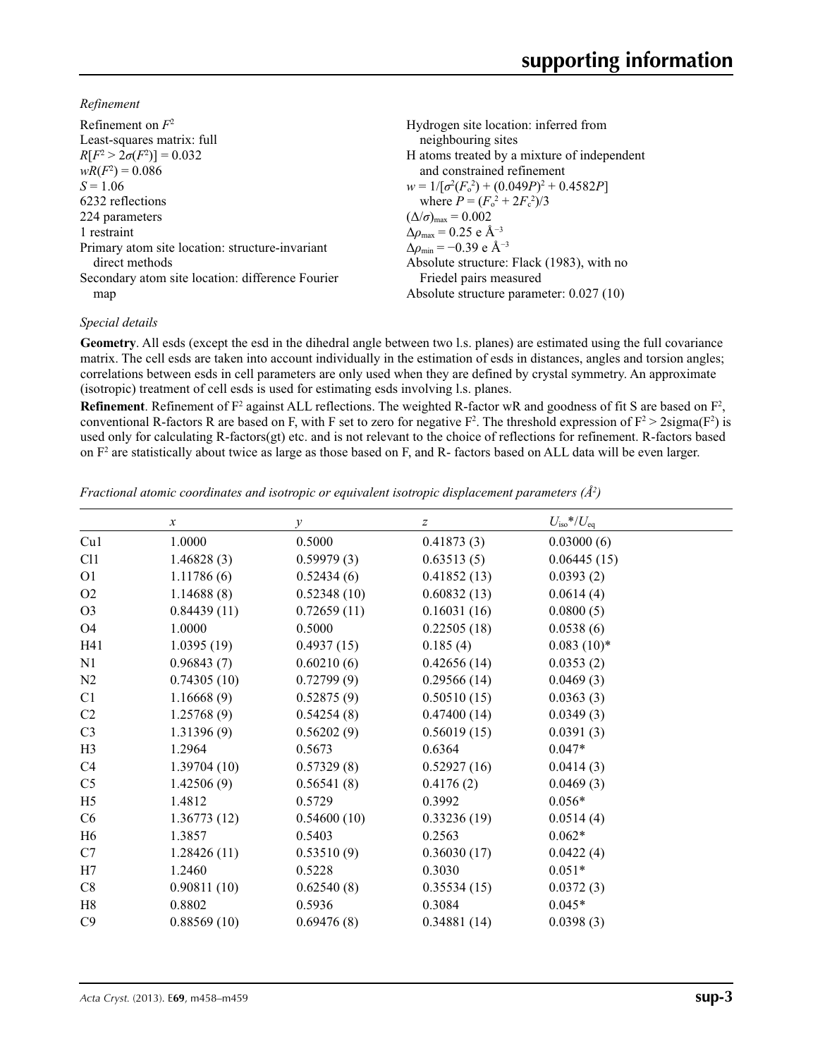*Refinement*

Refinement on $F^2$
Least-squares matrix: full
$R[F^2 > 2\sigma(F^2)] = 0.032$
$wR(F^2) = 0.086$
$S = 1.06$
6232 reflections
224 parameters
1 restraint
Primary atom site location: structure-invariant direct methods
Secondary atom site location: difference Fourier map
Hydrogen site location: inferred from neighbouring sites
H atoms treated by a mixture of independent and constrained refinement
$w = 1/[\sigma^2(F_o^2) + (0.049P)^2 + 0.4582P]$
where $P = (F_o^2 + 2F_c^2)/3$
$(\Delta/\sigma)_{max} = 0.002$
$\Delta\rho_{max} = 0.25$ e Å$^{-3}$
$\Delta\rho_{min} = -0.39$ e Å$^{-3}$
Absolute structure: Flack (1983), with no Friedel pairs measured
Absolute structure parameter: 0.027 (10)

*Special details*

**Geometry**. All esds (except the esd in the dihedral angle between two l.s. planes) are estimated using the full covariance matrix. The cell esds are taken into account individually in the estimation of esds in distances, angles and torsion angles; correlations between esds in cell parameters are only used when they are defined by crystal symmetry. An approximate (isotropic) treatment of cell esds is used for estimating esds involving l.s. planes.

**Refinement**. Refinement of $F^2$ against ALL reflections. The weighted R-factor wR and goodness of fit S are based on $F^2$, conventional R-factors R are based on F, with F set to zero for negative $F^2$. The threshold expression of $F^2 > 2\text{sigma}(F^2)$ is used only for calculating R-factors(gt) etc. and is not relevant to the choice of reflections for refinement. R-factors based on $F^2$ are statistically about twice as large as those based on F, and R- factors based on ALL data will be even larger.

*Fractional atomic coordinates and isotropic or equivalent isotropic displacement parameters (Å$^2$)*

| | $x$ | $y$ | $z$ | $U_{iso}$*/$U_{eq}$ |
|---|---|---|---|---|
| Cu1 | 1.0000 | 0.5000 | 0.41873 (3) | 0.03000 (6) |
| Cl1 | 1.46828 (3) | 0.59979 (3) | 0.63513 (5) | 0.06445 (15) |
| O1 | 1.11786 (6) | 0.52434 (6) | 0.41852 (13) | 0.0393 (2) |
| O2 | 1.14688 (8) | 0.52348 (10) | 0.60832 (13) | 0.0614 (4) |
| O3 | 0.84439 (11) | 0.72659 (11) | 0.16031 (16) | 0.0800 (5) |
| O4 | 1.0000 | 0.5000 | 0.22505 (18) | 0.0538 (6) |
| H41 | 1.0395 (19) | 0.4937 (15) | 0.185 (4) | 0.083 (10)* |
| N1 | 0.96843 (7) | 0.60210 (6) | 0.42656 (14) | 0.0353 (2) |
| N2 | 0.74305 (10) | 0.72799 (9) | 0.29566 (14) | 0.0469 (3) |
| C1 | 1.16668 (9) | 0.52875 (9) | 0.50510 (15) | 0.0363 (3) |
| C2 | 1.25768 (9) | 0.54254 (8) | 0.47400 (14) | 0.0349 (3) |
| C3 | 1.31396 (9) | 0.56202 (9) | 0.56019 (15) | 0.0391 (3) |
| H3 | 1.2964 | 0.5673 | 0.6364 | 0.047* |
| C4 | 1.39704 (10) | 0.57329 (8) | 0.52927 (16) | 0.0414 (3) |
| C5 | 1.42506 (9) | 0.56541 (8) | 0.4176 (2) | 0.0469 (3) |
| H5 | 1.4812 | 0.5729 | 0.3992 | 0.056* |
| C6 | 1.36773 (12) | 0.54600 (10) | 0.33236 (19) | 0.0514 (4) |
| H6 | 1.3857 | 0.5403 | 0.2563 | 0.062* |
| C7 | 1.28426 (11) | 0.53510 (9) | 0.36030 (17) | 0.0422 (4) |
| H7 | 1.2460 | 0.5228 | 0.3030 | 0.051* |
| C8 | 0.90811 (10) | 0.62540 (8) | 0.35534 (15) | 0.0372 (3) |
| H8 | 0.8802 | 0.5936 | 0.3084 | 0.045* |
| C9 | 0.88569 (10) | 0.69476 (8) | 0.34881 (14) | 0.0398 (3) |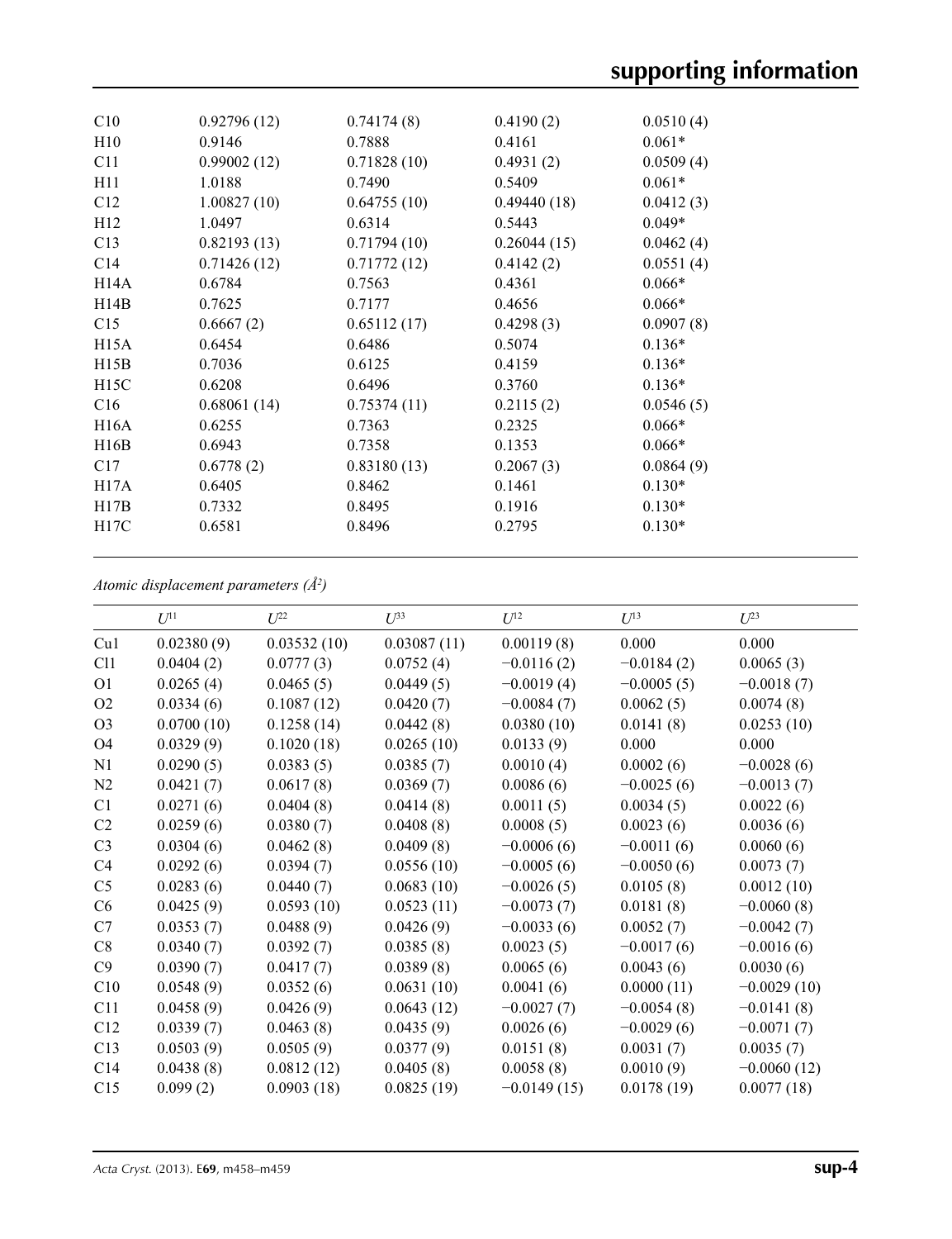| | | | | |
|---|---|---|---|---|
| C10 | 0.92796 (12) | 0.74174 (8) | 0.4190 (2) | 0.0510 (4) |
| H10 | 0.9146 | 0.7888 | 0.4161 | 0.061* |
| C11 | 0.99002 (12) | 0.71828 (10) | 0.4931 (2) | 0.0509 (4) |
| H11 | 1.0188 | 0.7490 | 0.5409 | 0.061* |
| C12 | 1.00827 (10) | 0.64755 (10) | 0.49440 (18) | 0.0412 (3) |
| H12 | 1.0497 | 0.6314 | 0.5443 | 0.049* |
| C13 | 0.82193 (13) | 0.71794 (10) | 0.26044 (15) | 0.0462 (4) |
| C14 | 0.71426 (12) | 0.71772 (12) | 0.4142 (2) | 0.0551 (4) |
| H14A | 0.6784 | 0.7563 | 0.4361 | 0.066* |
| H14B | 0.7625 | 0.7177 | 0.4656 | 0.066* |
| C15 | 0.6667 (2) | 0.65112 (17) | 0.4298 (3) | 0.0907 (8) |
| H15A | 0.6454 | 0.6486 | 0.5074 | 0.136* |
| H15B | 0.7036 | 0.6125 | 0.4159 | 0.136* |
| H15C | 0.6208 | 0.6496 | 0.3760 | 0.136* |
| C16 | 0.68061 (14) | 0.75374 (11) | 0.2115 (2) | 0.0546 (5) |
| H16A | 0.6255 | 0.7363 | 0.2325 | 0.066* |
| H16B | 0.6943 | 0.7358 | 0.1353 | 0.066* |
| C17 | 0.6778 (2) | 0.83180 (13) | 0.2067 (3) | 0.0864 (9) |
| H17A | 0.6405 | 0.8462 | 0.1461 | 0.130* |
| H17B | 0.7332 | 0.8495 | 0.1916 | 0.130* |
| H17C | 0.6581 | 0.8496 | 0.2795 | 0.130* |

*Atomic displacement parameters (Å²)*

| | $U^{11}$ | $U^{22}$ | $U^{33}$ | $U^{12}$ | $U^{13}$ | $U^{23}$ |
|---|---|---|---|---|---|---|
| Cu1 | 0.02380 (9) | 0.03532 (10) | 0.03087 (11) | 0.00119 (8) | 0.000 | 0.000 |
| Cl1 | 0.0404 (2) | 0.0777 (3) | 0.0752 (4) | −0.0116 (2) | −0.0184 (2) | 0.0065 (3) |
| O1 | 0.0265 (4) | 0.0465 (5) | 0.0449 (5) | −0.0019 (4) | −0.0005 (5) | −0.0018 (7) |
| O2 | 0.0334 (6) | 0.1087 (12) | 0.0420 (7) | −0.0084 (7) | 0.0062 (5) | 0.0074 (8) |
| O3 | 0.0700 (10) | 0.1258 (14) | 0.0442 (8) | 0.0380 (10) | 0.0141 (8) | 0.0253 (10) |
| O4 | 0.0329 (9) | 0.1020 (18) | 0.0265 (10) | 0.0133 (9) | 0.000 | 0.000 |
| N1 | 0.0290 (5) | 0.0383 (5) | 0.0385 (7) | 0.0010 (4) | 0.0002 (6) | −0.0028 (6) |
| N2 | 0.0421 (7) | 0.0617 (8) | 0.0369 (7) | 0.0086 (6) | −0.0025 (6) | −0.0013 (7) |
| C1 | 0.0271 (6) | 0.0404 (8) | 0.0414 (8) | 0.0011 (5) | 0.0034 (5) | 0.0022 (6) |
| C2 | 0.0259 (6) | 0.0380 (7) | 0.0408 (8) | 0.0008 (5) | 0.0023 (6) | 0.0036 (6) |
| C3 | 0.0304 (6) | 0.0462 (8) | 0.0409 (8) | −0.0006 (6) | −0.0011 (6) | 0.0060 (6) |
| C4 | 0.0292 (6) | 0.0394 (7) | 0.0556 (10) | −0.0005 (6) | −0.0050 (6) | 0.0073 (7) |
| C5 | 0.0283 (6) | 0.0440 (7) | 0.0683 (10) | −0.0026 (5) | 0.0105 (8) | 0.0012 (10) |
| C6 | 0.0425 (9) | 0.0593 (10) | 0.0523 (11) | −0.0073 (7) | 0.0181 (8) | −0.0060 (8) |
| C7 | 0.0353 (7) | 0.0488 (9) | 0.0426 (9) | −0.0033 (6) | 0.0052 (7) | −0.0042 (7) |
| C8 | 0.0340 (7) | 0.0392 (7) | 0.0385 (8) | 0.0023 (5) | −0.0017 (6) | −0.0016 (6) |
| C9 | 0.0390 (7) | 0.0417 (7) | 0.0389 (8) | 0.0065 (6) | 0.0043 (6) | 0.0030 (6) |
| C10 | 0.0548 (9) | 0.0352 (6) | 0.0631 (10) | 0.0041 (6) | 0.0000 (11) | −0.0029 (10) |
| C11 | 0.0458 (9) | 0.0426 (9) | 0.0643 (12) | −0.0027 (7) | −0.0054 (8) | −0.0141 (8) |
| C12 | 0.0339 (7) | 0.0463 (8) | 0.0435 (9) | 0.0026 (6) | −0.0029 (6) | −0.0071 (7) |
| C13 | 0.0503 (9) | 0.0505 (9) | 0.0377 (9) | 0.0151 (8) | 0.0031 (7) | 0.0035 (7) |
| C14 | 0.0438 (8) | 0.0812 (12) | 0.0405 (8) | 0.0058 (8) | 0.0010 (9) | −0.0060 (12) |
| C15 | 0.099 (2) | 0.0903 (18) | 0.0825 (19) | −0.0149 (15) | 0.0178 (19) | 0.0077 (18) |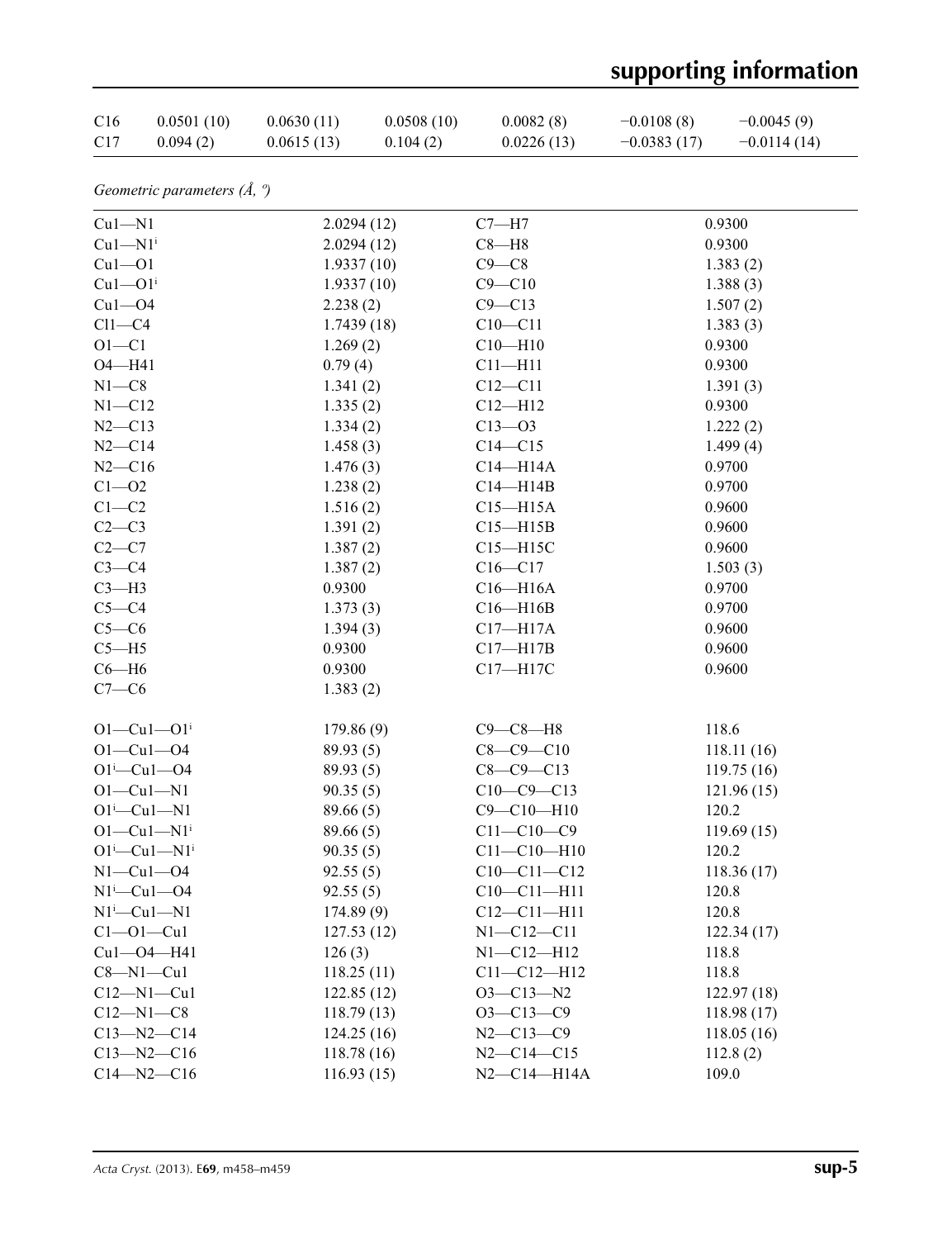| C16 | 0.0501 (10) | 0.0630 (11) | 0.0508 (10) | 0.0082 (8) | −0.0108 (8) | −0.0045 (9) |
|---|---|---|---|---|---|---|
| C17 | 0.094 (2) | 0.0615 (13) | 0.104 (2) | 0.0226 (13) | −0.0383 (17) | −0.0114 (14) |

*Geometric parameters (Å, º)*

| | | | |
|---|---|---|---|
| Cu1—N1 | 2.0294 (12) | C7—H7 | 0.9300 |
| Cu1—N1$^{i}$ | 2.0294 (12) | C8—H8 | 0.9300 |
| Cu1—O1 | 1.9337 (10) | C9—C8 | 1.383 (2) |
| Cu1—O1$^{i}$ | 1.9337 (10) | C9—C10 | 1.388 (3) |
| Cu1—O4 | 2.238 (2) | C9—C13 | 1.507 (2) |
| Cl1—C4 | 1.7439 (18) | C10—C11 | 1.383 (3) |
| O1—C1 | 1.269 (2) | C10—H10 | 0.9300 |
| O4—H41 | 0.79 (4) | C11—H11 | 0.9300 |
| N1—C8 | 1.341 (2) | C12—C11 | 1.391 (3) |
| N1—C12 | 1.335 (2) | C12—H12 | 0.9300 |
| N2—C13 | 1.334 (2) | C13—O3 | 1.222 (2) |
| N2—C14 | 1.458 (3) | C14—C15 | 1.499 (4) |
| N2—C16 | 1.476 (3) | C14—H14A | 0.9700 |
| C1—O2 | 1.238 (2) | C14—H14B | 0.9700 |
| C1—C2 | 1.516 (2) | C15—H15A | 0.9600 |
| C2—C3 | 1.391 (2) | C15—H15B | 0.9600 |
| C2—C7 | 1.387 (2) | C15—H15C | 0.9600 |
| C3—C4 | 1.387 (2) | C16—C17 | 1.503 (3) |
| C3—H3 | 0.9300 | C16—H16A | 0.9700 |
| C5—C4 | 1.373 (3) | C16—H16B | 0.9700 |
| C5—C6 | 1.394 (3) | C17—H17A | 0.9600 |
| C5—H5 | 0.9300 | C17—H17B | 0.9600 |
| C6—H6 | 0.9300 | C17—H17C | 0.9600 |
| C7—C6 | 1.383 (2) | | |
| | | | |
| O1—Cu1—O1$^{i}$ | 179.86 (9) | C9—C8—H8 | 118.6 |
| O1—Cu1—O4 | 89.93 (5) | C8—C9—C10 | 118.11 (16) |
| O1$^{i}$—Cu1—O4 | 89.93 (5) | C8—C9—C13 | 119.75 (16) |
| O1—Cu1—N1 | 90.35 (5) | C10—C9—C13 | 121.96 (15) |
| O1$^{i}$—Cu1—N1 | 89.66 (5) | C9—C10—H10 | 120.2 |
| O1—Cu1—N1$^{i}$ | 89.66 (5) | C11—C10—C9 | 119.69 (15) |
| O1$^{i}$—Cu1—N1$^{i}$ | 90.35 (5) | C11—C10—H10 | 120.2 |
| N1—Cu1—O4 | 92.55 (5) | C10—C11—C12 | 118.36 (17) |
| N1$^{i}$—Cu1—O4 | 92.55 (5) | C10—C11—H11 | 120.8 |
| N1$^{i}$—Cu1—N1 | 174.89 (9) | C12—C11—H11 | 120.8 |
| C1—O1—Cu1 | 127.53 (12) | N1—C12—C11 | 122.34 (17) |
| Cu1—O4—H41 | 126 (3) | N1—C12—H12 | 118.8 |
| C8—N1—Cu1 | 118.25 (11) | C11—C12—H12 | 118.8 |
| C12—N1—Cu1 | 122.85 (12) | O3—C13—N2 | 122.97 (18) |
| C12—N1—C8 | 118.79 (13) | O3—C13—C9 | 118.98 (17) |
| C13—N2—C14 | 124.25 (16) | N2—C13—C9 | 118.05 (16) |
| C13—N2—C16 | 118.78 (16) | N2—C14—C15 | 112.8 (2) |
| C14—N2—C16 | 116.93 (15) | N2—C14—H14A | 109.0 |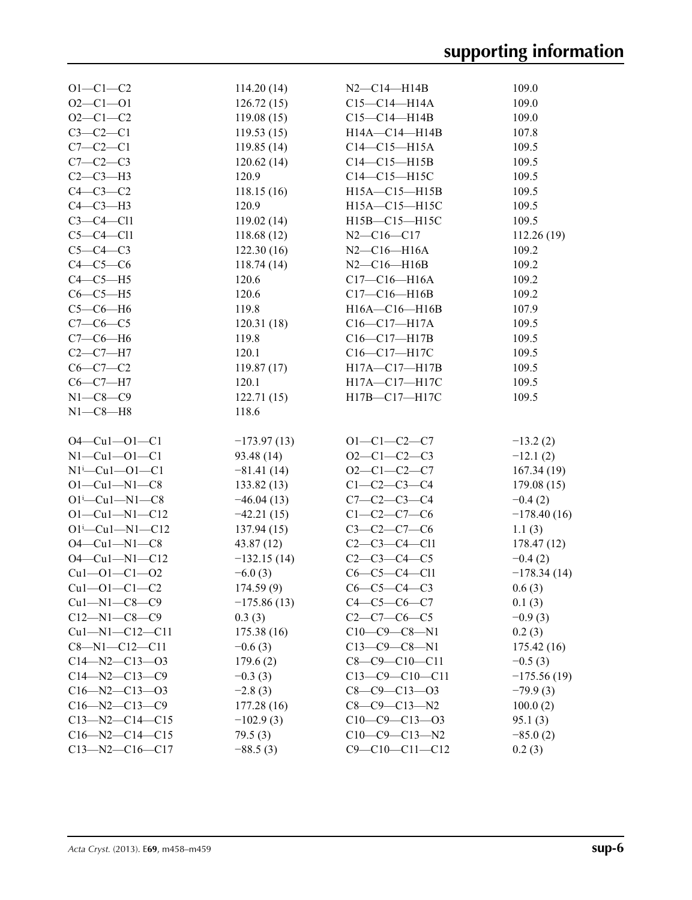| | | | |
|---|---|---|---|
| O1—C1—C2 | 114.20 (14) | N2—C14—H14B | 109.0 |
| O2—C1—O1 | 126.72 (15) | C15—C14—H14A | 109.0 |
| O2—C1—C2 | 119.08 (15) | C15—C14—H14B | 109.0 |
| C3—C2—C1 | 119.53 (15) | H14A—C14—H14B | 107.8 |
| C7—C2—C1 | 119.85 (14) | C14—C15—H15A | 109.5 |
| C7—C2—C3 | 120.62 (14) | C14—C15—H15B | 109.5 |
| C2—C3—H3 | 120.9 | C14—C15—H15C | 109.5 |
| C4—C3—C2 | 118.15 (16) | H15A—C15—H15B | 109.5 |
| C4—C3—H3 | 120.9 | H15A—C15—H15C | 109.5 |
| C3—C4—Cl1 | 119.02 (14) | H15B—C15—H15C | 109.5 |
| C5—C4—Cl1 | 118.68 (12) | N2—C16—C17 | 112.26 (19) |
| C5—C4—C3 | 122.30 (16) | N2—C16—H16A | 109.2 |
| C4—C5—C6 | 118.74 (14) | N2—C16—H16B | 109.2 |
| C4—C5—H5 | 120.6 | C17—C16—H16A | 109.2 |
| C6—C5—H5 | 120.6 | C17—C16—H16B | 109.2 |
| C5—C6—H6 | 119.8 | H16A—C16—H16B | 107.9 |
| C7—C6—C5 | 120.31 (18) | C16—C17—H17A | 109.5 |
| C7—C6—H6 | 119.8 | C16—C17—H17B | 109.5 |
| C2—C7—H7 | 120.1 | C16—C17—H17C | 109.5 |
| C6—C7—C2 | 119.87 (17) | H17A—C17—H17B | 109.5 |
| C6—C7—H7 | 120.1 | H17A—C17—H17C | 109.5 |
| N1—C8—C9 | 122.71 (15) | H17B—C17—H17C | 109.5 |
| N1—C8—H8 | 118.6 | | |

| | | | |
|---|---|---|---|
| O4—Cu1—O1—C1 | −173.97 (13) | O1—C1—C2—C7 | −13.2 (2) |
| N1—Cu1—O1—C1 | 93.48 (14) | O2—C1—C2—C3 | −12.1 (2) |
| N1$^{i}$—Cu1—O1—C1 | −81.41 (14) | O2—C1—C2—C7 | 167.34 (19) |
| O1—Cu1—N1—C8 | 133.82 (13) | C1—C2—C3—C4 | 179.08 (15) |
| O1$^{i}$—Cu1—N1—C8 | −46.04 (13) | C7—C2—C3—C4 | −0.4 (2) |
| O1—Cu1—N1—C12 | −42.21 (15) | C1—C2—C7—C6 | −178.40 (16) |
| O1$^{i}$—Cu1—N1—C12 | 137.94 (15) | C3—C2—C7—C6 | 1.1 (3) |
| O4—Cu1—N1—C8 | 43.87 (12) | C2—C3—C4—Cl1 | 178.47 (12) |
| O4—Cu1—N1—C12 | −132.15 (14) | C2—C3—C4—C5 | −0.4 (2) |
| Cu1—O1—C1—O2 | −6.0 (3) | C6—C5—C4—Cl1 | −178.34 (14) |
| Cu1—O1—C1—C2 | 174.59 (9) | C6—C5—C4—C3 | 0.6 (3) |
| Cu1—N1—C8—C9 | −175.86 (13) | C4—C5—C6—C7 | 0.1 (3) |
| C12—N1—C8—C9 | 0.3 (3) | C2—C7—C6—C5 | −0.9 (3) |
| Cu1—N1—C12—C11 | 175.38 (16) | C10—C9—C8—N1 | 0.2 (3) |
| C8—N1—C12—C11 | −0.6 (3) | C13—C9—C8—N1 | 175.42 (16) |
| C14—N2—C13—O3 | 179.6 (2) | C8—C9—C10—C11 | −0.5 (3) |
| C14—N2—C13—C9 | −0.3 (3) | C13—C9—C10—C11 | −175.56 (19) |
| C16—N2—C13—O3 | −2.8 (3) | C8—C9—C13—O3 | −79.9 (3) |
| C16—N2—C13—C9 | 177.28 (16) | C8—C9—C13—N2 | 100.0 (2) |
| C13—N2—C14—C15 | −102.9 (3) | C10—C9—C13—O3 | 95.1 (3) |
| C16—N2—C14—C15 | 79.5 (3) | C10—C9—C13—N2 | −85.0 (2) |
| C13—N2—C16—C17 | −88.5 (3) | C9—C10—C11—C12 | 0.2 (3) |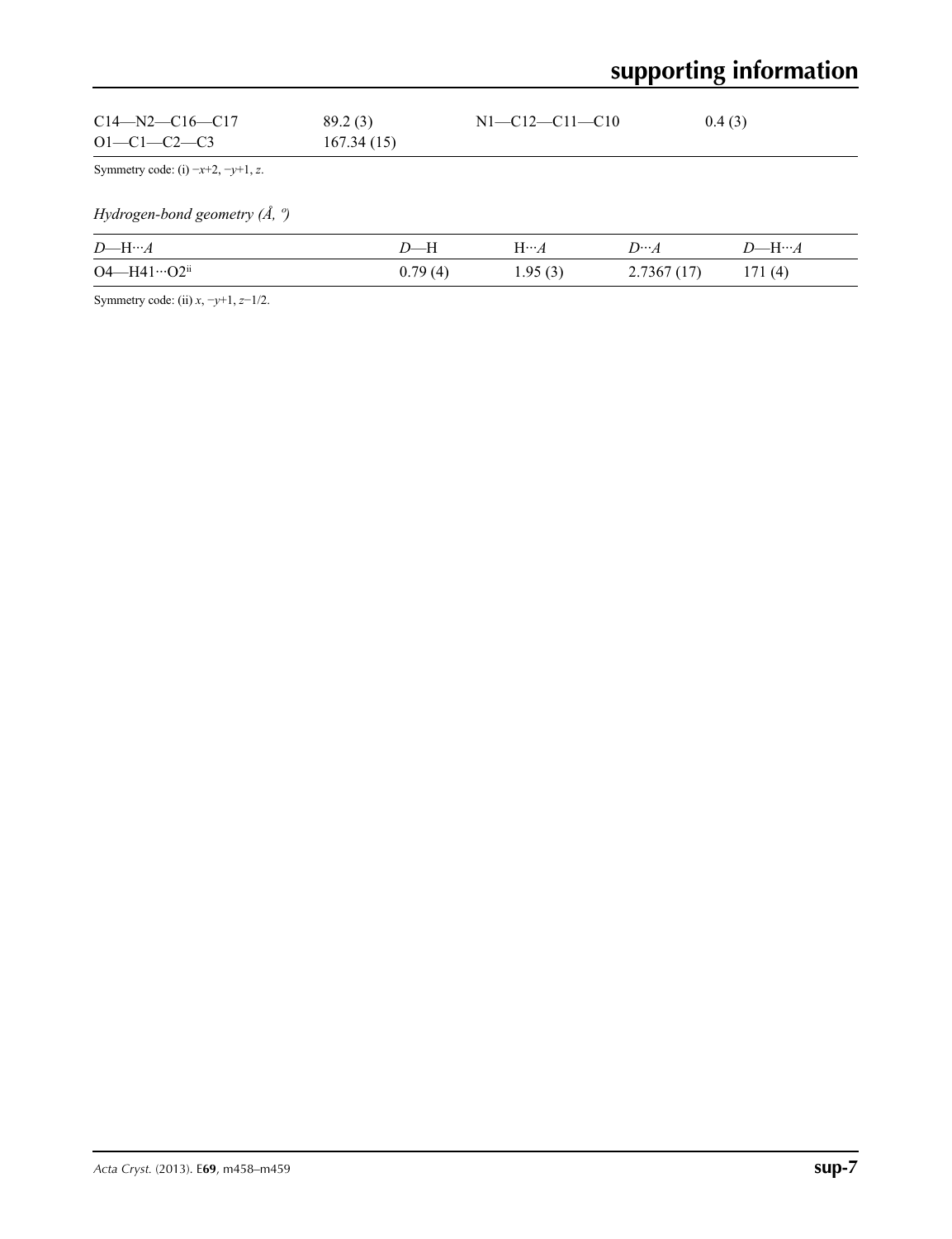| | | | |
|---|---|---|---|
| C14—N2—C16—C17 | 89.2 (3) | N1—C12—C11—C10 | 0.4 (3) |
| O1—C1—C2—C3 | 167.34 (15) | | |

Symmetry code: (i) −*x*+2, −*y*+1, *z*.

*Hydrogen-bond geometry (Å, º)*

| *D*—H···*A* | *D*—H | H···*A* | *D*···*A* | *D*—H···*A* |
|---|---|---|---|---|
| O4—H41···O2[ii] | 0.79 (4) | 1.95 (3) | 2.7367 (17) | 171 (4) |

Symmetry code: (ii) *x*, −*y*+1, *z*−1/2.